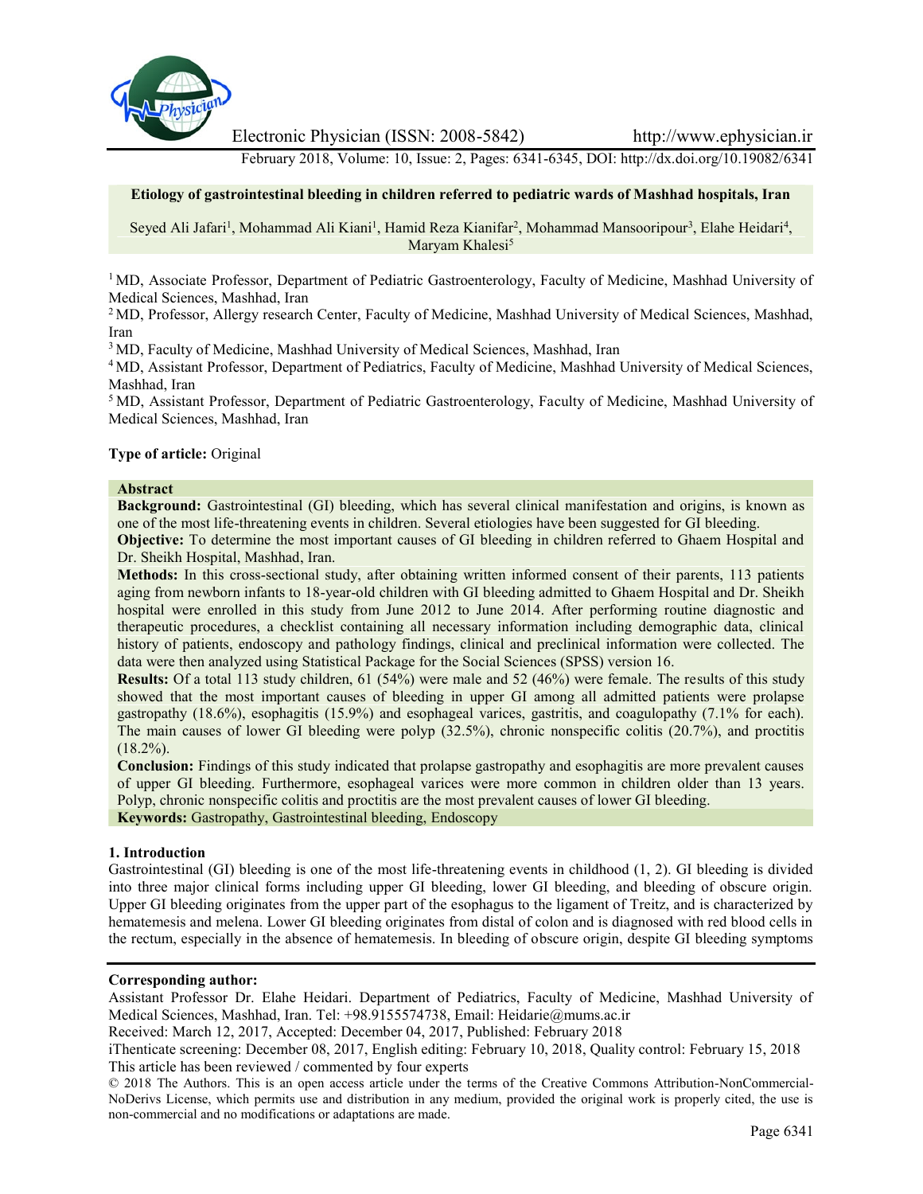Electronic Physician (ISSN: 2008-5842) http://www.ephysician.ir

February 2018, Volume: 10, Issue: 2, Pages: 6341-6345, DOI: http://dx.doi.org/10.19082/6341

# Etiology of gastrointestinal bleeding in children referred to pediatric wards of Mashhad hospitals, Iran

Seyed Ali Jafari[1], Mohammad Ali Kiani[1], Hamid Reza Kianifar[2], Mohammad Mansooripour[3], Elahe Heidari[4], Maryam Khalesi[5]

[1] MD, Associate Professor, Department of Pediatric Gastroenterology, Faculty of Medicine, Mashhad University of Medical Sciences, Mashhad, Iran

[2] MD, Professor, Allergy research Center, Faculty of Medicine, Mashhad University of Medical Sciences, Mashhad, Iran

[3] MD, Faculty of Medicine, Mashhad University of Medical Sciences, Mashhad, Iran

[4] MD, Assistant Professor, Department of Pediatrics, Faculty of Medicine, Mashhad University of Medical Sciences, Mashhad, Iran

[5] MD, Assistant Professor, Department of Pediatric Gastroenterology, Faculty of Medicine, Mashhad University of Medical Sciences, Mashhad, Iran

**Type of article:** Original

## Abstract

**Background:** Gastrointestinal (GI) bleeding, which has several clinical manifestation and origins, is known as one of the most life-threatening events in children. Several etiologies have been suggested for GI bleeding.

**Objective:** To determine the most important causes of GI bleeding in children referred to Ghaem Hospital and Dr. Sheikh Hospital, Mashhad, Iran.

**Methods:** In this cross-sectional study, after obtaining written informed consent of their parents, 113 patients aging from newborn infants to 18-year-old children with GI bleeding admitted to Ghaem Hospital and Dr. Sheikh hospital were enrolled in this study from June 2012 to June 2014. After performing routine diagnostic and therapeutic procedures, a checklist containing all necessary information including demographic data, clinical history of patients, endoscopy and pathology findings, clinical and preclinical information were collected. The data were then analyzed using Statistical Package for the Social Sciences (SPSS) version 16.

**Results:** Of a total 113 study children, 61 (54%) were male and 52 (46%) were female. The results of this study showed that the most important causes of bleeding in upper GI among all admitted patients were prolapse gastropathy (18.6%), esophagitis (15.9%) and esophageal varices, gastritis, and coagulopathy (7.1% for each). The main causes of lower GI bleeding were polyp (32.5%), chronic nonspecific colitis (20.7%), and proctitis (18.2%).

**Conclusion:** Findings of this study indicated that prolapse gastropathy and esophagitis are more prevalent causes of upper GI bleeding. Furthermore, esophageal varices were more common in children older than 13 years. Polyp, chronic nonspecific colitis and proctitis are the most prevalent causes of lower GI bleeding.

**Keywords:** Gastropathy, Gastrointestinal bleeding, Endoscopy

## 1. Introduction

Gastrointestinal (GI) bleeding is one of the most life-threatening events in childhood (1, 2). GI bleeding is divided into three major clinical forms including upper GI bleeding, lower GI bleeding, and bleeding of obscure origin. Upper GI bleeding originates from the upper part of the esophagus to the ligament of Treitz, and is characterized by hematemesis and melena. Lower GI bleeding originates from distal of colon and is diagnosed with red blood cells in the rectum, especially in the absence of hematemesis. In bleeding of obscure origin, despite GI bleeding symptoms

**Corresponding author:**

Assistant Professor Dr. Elahe Heidari. Department of Pediatrics, Faculty of Medicine, Mashhad University of Medical Sciences, Mashhad, Iran. Tel: +98.9155574738, Email: Heidarie@mums.ac.ir

Received: March 12, 2017, Accepted: December 04, 2017, Published: February 2018

iThenticate screening: December 08, 2017, English editing: February 10, 2018, Quality control: February 15, 2018

This article has been reviewed / commented by four experts

© 2018 The Authors. This is an open access article under the terms of the Creative Commons Attribution-NonCommercial-NoDerivs License, which permits use and distribution in any medium, provided the original work is properly cited, the use is non-commercial and no modifications or adaptations are made.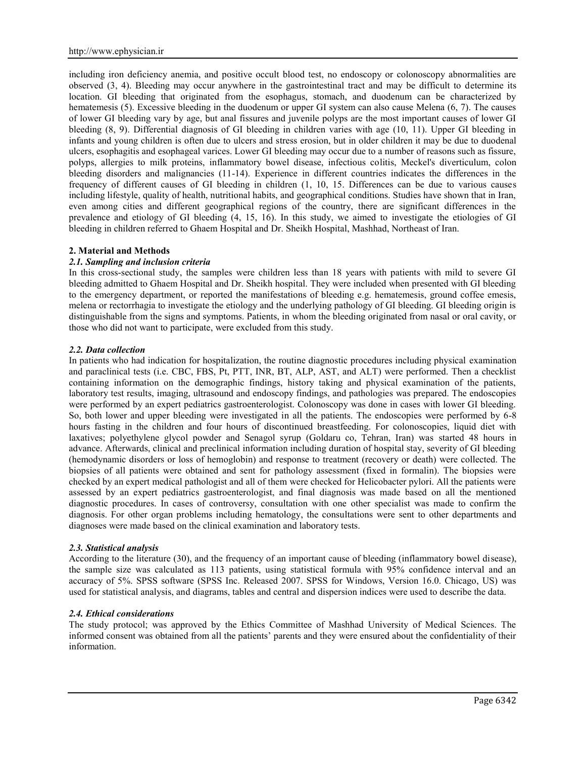including iron deficiency anemia, and positive occult blood test, no endoscopy or colonoscopy abnormalities are observed (3, 4). Bleeding may occur anywhere in the gastrointestinal tract and may be difficult to determine its location. GI bleeding that originated from the esophagus, stomach, and duodenum can be characterized by hematemesis (5). Excessive bleeding in the duodenum or upper GI system can also cause Melena (6, 7). The causes of lower GI bleeding vary by age, but anal fissures and juvenile polyps are the most important causes of lower GI bleeding (8, 9). Differential diagnosis of GI bleeding in children varies with age (10, 11). Upper GI bleeding in infants and young children is often due to ulcers and stress erosion, but in older children it may be due to duodenal ulcers, esophagitis and esophageal varices. Lower GI bleeding may occur due to a number of reasons such as fissure, polyps, allergies to milk proteins, inflammatory bowel disease, infectious colitis, Meckel's diverticulum, colon bleeding disorders and malignancies (11-14). Experience in different countries indicates the differences in the frequency of different causes of GI bleeding in children (1, 10, 15. Differences can be due to various causes including lifestyle, quality of health, nutritional habits, and geographical conditions. Studies have shown that in Iran, even among cities and different geographical regions of the country, there are significant differences in the prevalence and etiology of GI bleeding (4, 15, 16). In this study, we aimed to investigate the etiologies of GI bleeding in children referred to Ghaem Hospital and Dr. Sheikh Hospital, Mashhad, Northeast of Iran.

## 2. Material and Methods

### *2.1. Sampling and inclusion criteria*

In this cross-sectional study, the samples were children less than 18 years with patients with mild to severe GI bleeding admitted to Ghaem Hospital and Dr. Sheikh hospital. They were included when presented with GI bleeding to the emergency department, or reported the manifestations of bleeding e.g. hematemesis, ground coffee emesis, melena or rectorrhagia to investigate the etiology and the underlying pathology of GI bleeding. GI bleeding origin is distinguishable from the signs and symptoms. Patients, in whom the bleeding originated from nasal or oral cavity, or those who did not want to participate, were excluded from this study.

### *2.2. Data collection*

In patients who had indication for hospitalization, the routine diagnostic procedures including physical examination and paraclinical tests (i.e. CBC, FBS, Pt, PTT, INR, BT, ALP, AST, and ALT) were performed. Then a checklist containing information on the demographic findings, history taking and physical examination of the patients, laboratory test results, imaging, ultrasound and endoscopy findings, and pathologies was prepared. The endoscopies were performed by an expert pediatrics gastroenterologist. Colonoscopy was done in cases with lower GI bleeding. So, both lower and upper bleeding were investigated in all the patients. The endoscopies were performed by 6-8 hours fasting in the children and four hours of discontinued breastfeeding. For colonoscopies, liquid diet with laxatives; polyethylene glycol powder and Senagol syrup (Goldaru co, Tehran, Iran) was started 48 hours in advance. Afterwards, clinical and preclinical information including duration of hospital stay, severity of GI bleeding (hemodynamic disorders or loss of hemoglobin) and response to treatment (recovery or death) were collected. The biopsies of all patients were obtained and sent for pathology assessment (fixed in formalin). The biopsies were checked by an expert medical pathologist and all of them were checked for Helicobacter pylori. All the patients were assessed by an expert pediatrics gastroenterologist, and final diagnosis was made based on all the mentioned diagnostic procedures. In cases of controversy, consultation with one other specialist was made to confirm the diagnosis. For other organ problems including hematology, the consultations were sent to other departments and diagnoses were made based on the clinical examination and laboratory tests.

### *2.3. Statistical analysis*

According to the literature (30), and the frequency of an important cause of bleeding (inflammatory bowel disease), the sample size was calculated as 113 patients, using statistical formula with 95% confidence interval and an accuracy of 5%. SPSS software (SPSS Inc. Released 2007. SPSS for Windows, Version 16.0. Chicago, US) was used for statistical analysis, and diagrams, tables and central and dispersion indices were used to describe the data.

### *2.4. Ethical considerations*

The study protocol; was approved by the Ethics Committee of Mashhad University of Medical Sciences. The informed consent was obtained from all the patients' parents and they were ensured about the confidentiality of their information.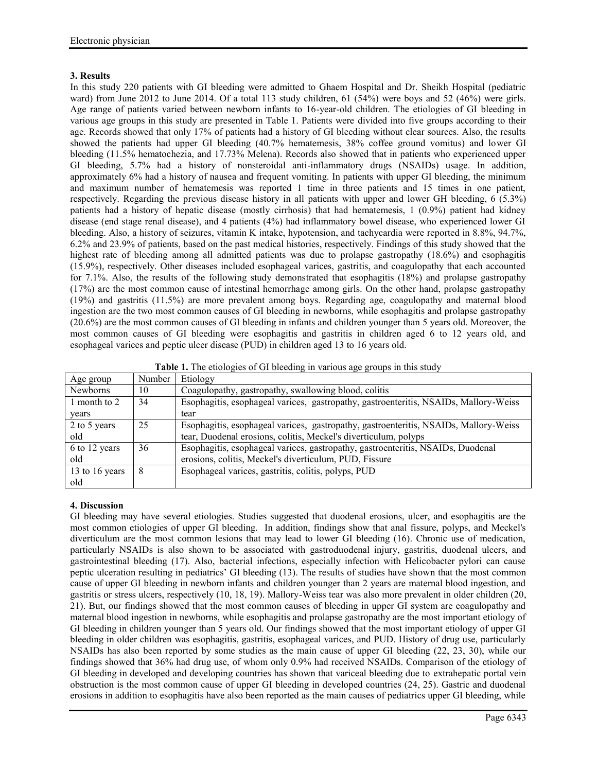### 3. Results

In this study 220 patients with GI bleeding were admitted to Ghaem Hospital and Dr. Sheikh Hospital (pediatric ward) from June 2012 to June 2014. Of a total 113 study children, 61 (54%) were boys and 52 (46%) were girls. Age range of patients varied between newborn infants to 16-year-old children. The etiologies of GI bleeding in various age groups in this study are presented in Table 1. Patients were divided into five groups according to their age. Records showed that only 17% of patients had a history of GI bleeding without clear sources. Also, the results showed the patients had upper GI bleeding (40.7% hematemesis, 38% coffee ground vomitus) and lower GI bleeding (11.5% hematochezia, and 17.73% Melena). Records also showed that in patients who experienced upper GI bleeding, 5.7% had a history of nonsteroidal anti-inflammatory drugs (NSAIDs) usage. In addition, approximately 6% had a history of nausea and frequent vomiting. In patients with upper GI bleeding, the minimum and maximum number of hematemesis was reported 1 time in three patients and 15 times in one patient, respectively. Regarding the previous disease history in all patients with upper and lower GH bleeding, 6 (5.3%) patients had a history of hepatic disease (mostly cirrhosis) that had hematemesis, 1 (0.9%) patient had kidney disease (end stage renal disease), and 4 patients (4%) had inflammatory bowel disease, who experienced lower GI bleeding. Also, a history of seizures, vitamin K intake, hypotension, and tachycardia were reported in 8.8%, 94.7%, 6.2% and 23.9% of patients, based on the past medical histories, respectively. Findings of this study showed that the highest rate of bleeding among all admitted patients was due to prolapse gastropathy (18.6%) and esophagitis (15.9%), respectively. Other diseases included esophageal varices, gastritis, and coagulopathy that each accounted for 7.1%. Also, the results of the following study demonstrated that esophagitis (18%) and prolapse gastropathy (17%) are the most common cause of intestinal hemorrhage among girls. On the other hand, prolapse gastropathy (19%) and gastritis (11.5%) are more prevalent among boys. Regarding age, coagulopathy and maternal blood ingestion are the two most common causes of GI bleeding in newborns, while esophagitis and prolapse gastropathy (20.6%) are the most common causes of GI bleeding in infants and children younger than 5 years old. Moreover, the most common causes of GI bleeding were esophagitis and gastritis in children aged 6 to 12 years old, and esophageal varices and peptic ulcer disease (PUD) in children aged 13 to 16 years old.

**Table 1.** The etiologies of GI bleeding in various age groups in this study

| Age group | Number | Etiology |
|---|---|---|
| Newborns | 10 | Coagulopathy, gastropathy, swallowing blood, colitis |
| 1 month to 2 years | 34 | Esophagitis, esophageal varices, gastropathy, gastroenteritis, NSAIDs, Mallory-Weiss tear |
| 2 to 5 years old | 25 | Esophagitis, esophageal varices, gastropathy, gastroenteritis, NSAIDs, Mallory-Weiss tear, Duodenal erosions, colitis, Meckel's diverticulum, polyps |
| 6 to 12 years old | 36 | Esophagitis, esophageal varices, gastropathy, gastroenteritis, NSAIDs, Duodenal erosions, colitis, Meckel's diverticulum, PUD, Fissure |
| 13 to 16 years old | 8 | Esophageal varices, gastritis, colitis, polyps, PUD |

### 4. Discussion

GI bleeding may have several etiologies. Studies suggested that duodenal erosions, ulcer, and esophagitis are the most common etiologies of upper GI bleeding. In addition, findings show that anal fissure, polyps, and Meckel's diverticulum are the most common lesions that may lead to lower GI bleeding (16). Chronic use of medication, particularly NSAIDs is also shown to be associated with gastroduodenal injury, gastritis, duodenal ulcers, and gastrointestinal bleeding (17). Also, bacterial infections, especially infection with Helicobacter pylori can cause peptic ulceration resulting in pediatrics' GI bleeding (13). The results of studies have shown that the most common cause of upper GI bleeding in newborn infants and children younger than 2 years are maternal blood ingestion, and gastritis or stress ulcers, respectively (10, 18, 19). Mallory-Weiss tear was also more prevalent in older children (20, 21). But, our findings showed that the most common causes of bleeding in upper GI system are coagulopathy and maternal blood ingestion in newborns, while esophagitis and prolapse gastropathy are the most important etiology of GI bleeding in children younger than 5 years old. Our findings showed that the most important etiology of upper GI bleeding in older children was esophagitis, gastritis, esophageal varices, and PUD. History of drug use, particularly NSAIDs has also been reported by some studies as the main cause of upper GI bleeding (22, 23, 30), while our findings showed that 36% had drug use, of whom only 0.9% had received NSAIDs. Comparison of the etiology of GI bleeding in developed and developing countries has shown that variceal bleeding due to extrahepatic portal vein obstruction is the most common cause of upper GI bleeding in developed countries (24, 25). Gastric and duodenal erosions in addition to esophagitis have also been reported as the main causes of pediatrics upper GI bleeding, while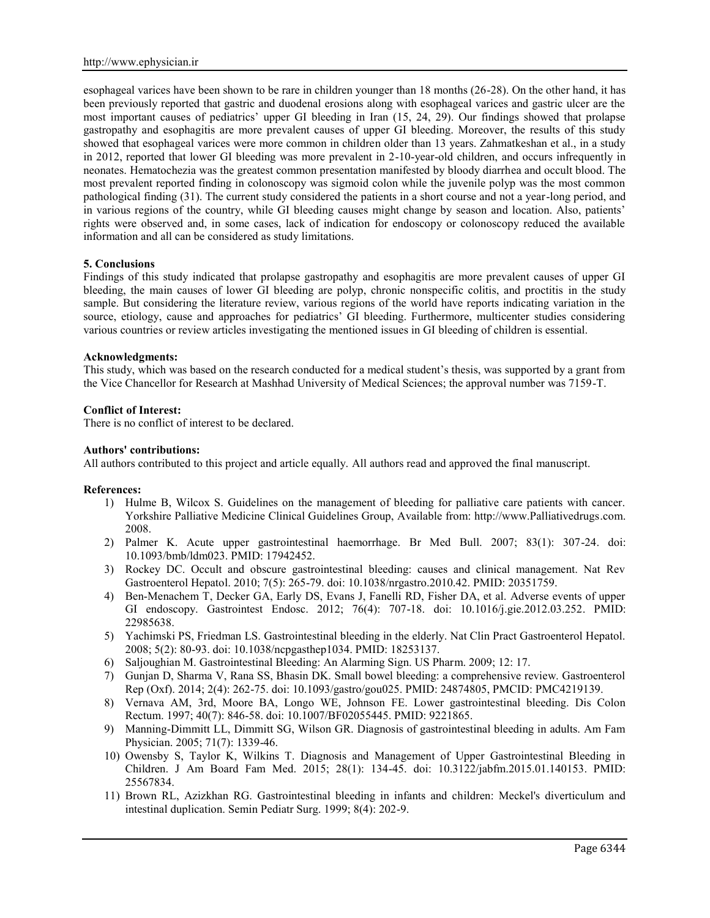esophageal varices have been shown to be rare in children younger than 18 months (26-28). On the other hand, it has been previously reported that gastric and duodenal erosions along with esophageal varices and gastric ulcer are the most important causes of pediatrics' upper GI bleeding in Iran (15, 24, 29). Our findings showed that prolapse gastropathy and esophagitis are more prevalent causes of upper GI bleeding. Moreover, the results of this study showed that esophageal varices were more common in children older than 13 years. Zahmatkeshan et al., in a study in 2012, reported that lower GI bleeding was more prevalent in 2-10-year-old children, and occurs infrequently in neonates. Hematochezia was the greatest common presentation manifested by bloody diarrhea and occult blood. The most prevalent reported finding in colonoscopy was sigmoid colon while the juvenile polyp was the most common pathological finding (31). The current study considered the patients in a short course and not a year-long period, and in various regions of the country, while GI bleeding causes might change by season and location. Also, patients' rights were observed and, in some cases, lack of indication for endoscopy or colonoscopy reduced the available information and all can be considered as study limitations.

### 5. Conclusions

Findings of this study indicated that prolapse gastropathy and esophagitis are more prevalent causes of upper GI bleeding, the main causes of lower GI bleeding are polyp, chronic nonspecific colitis, and proctitis in the study sample. But considering the literature review, various regions of the world have reports indicating variation in the source, etiology, cause and approaches for pediatrics' GI bleeding. Furthermore, multicenter studies considering various countries or review articles investigating the mentioned issues in GI bleeding of children is essential.

**Acknowledgments:**

This study, which was based on the research conducted for a medical student's thesis, was supported by a grant from the Vice Chancellor for Research at Mashhad University of Medical Sciences; the approval number was 7159-T.

**Conflict of Interest:**

There is no conflict of interest to be declared.

**Authors' contributions:**

All authors contributed to this project and article equally. All authors read and approved the final manuscript.

**References:**

1) Hulme B, Wilcox S. Guidelines on the management of bleeding for palliative care patients with cancer. Yorkshire Palliative Medicine Clinical Guidelines Group, Available from: http://www.Palliativedrugs.com. 2008.
2) Palmer K. Acute upper gastrointestinal haemorrhage. Br Med Bull. 2007; 83(1): 307-24. doi: 10.1093/bmb/ldm023. PMID: 17942452.
3) Rockey DC. Occult and obscure gastrointestinal bleeding: causes and clinical management. Nat Rev Gastroenterol Hepatol. 2010; 7(5): 265-79. doi: 10.1038/nrgastro.2010.42. PMID: 20351759.
4) Ben-Menachem T, Decker GA, Early DS, Evans J, Fanelli RD, Fisher DA, et al. Adverse events of upper GI endoscopy. Gastrointest Endosc. 2012; 76(4): 707-18. doi: 10.1016/j.gie.2012.03.252. PMID: 22985638.
5) Yachimski PS, Friedman LS. Gastrointestinal bleeding in the elderly. Nat Clin Pract Gastroenterol Hepatol. 2008; 5(2): 80-93. doi: 10.1038/ncpgasthep1034. PMID: 18253137.
6) Saljoughian M. Gastrointestinal Bleeding: An Alarming Sign. US Pharm. 2009; 12: 17.
7) Gunjan D, Sharma V, Rana SS, Bhasin DK. Small bowel bleeding: a comprehensive review. Gastroenterol Rep (Oxf). 2014; 2(4): 262-75. doi: 10.1093/gastro/gou025. PMID: 24874805, PMCID: PMC4219139.
8) Vernava AM, 3rd, Moore BA, Longo WE, Johnson FE. Lower gastrointestinal bleeding. Dis Colon Rectum. 1997; 40(7): 846-58. doi: 10.1007/BF02055445. PMID: 9221865.
9) Manning-Dimmitt LL, Dimmitt SG, Wilson GR. Diagnosis of gastrointestinal bleeding in adults. Am Fam Physician. 2005; 71(7): 1339-46.
10) Owensby S, Taylor K, Wilkins T. Diagnosis and Management of Upper Gastrointestinal Bleeding in Children. J Am Board Fam Med. 2015; 28(1): 134-45. doi: 10.3122/jabfm.2015.01.140153. PMID: 25567834.
11) Brown RL, Azizkhan RG. Gastrointestinal bleeding in infants and children: Meckel's diverticulum and intestinal duplication. Semin Pediatr Surg. 1999; 8(4): 202-9.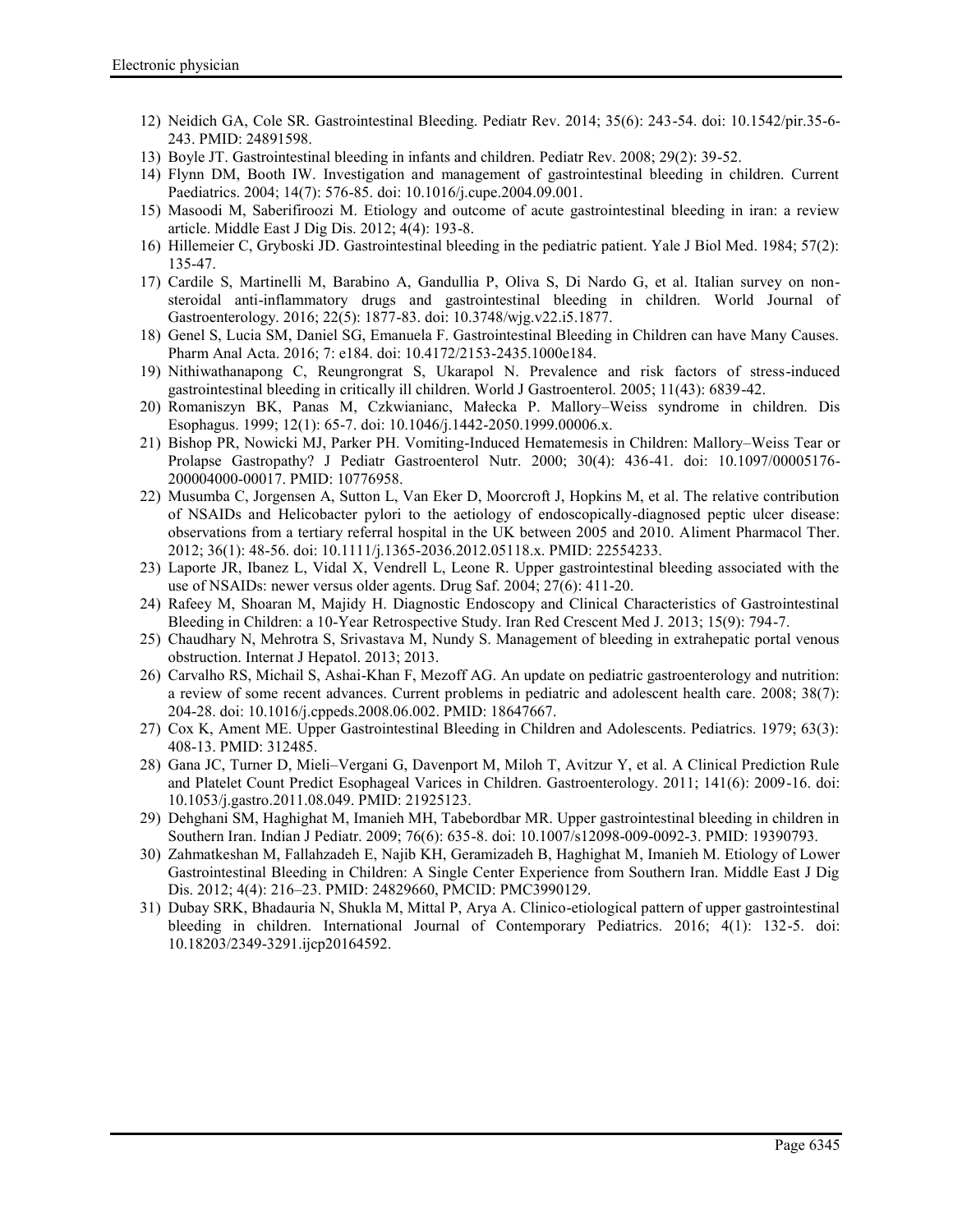12) Neidich GA, Cole SR. Gastrointestinal Bleeding. Pediatr Rev. 2014; 35(6): 243-54. doi: 10.1542/pir.35-6-243. PMID: 24891598.
13) Boyle JT. Gastrointestinal bleeding in infants and children. Pediatr Rev. 2008; 29(2): 39-52.
14) Flynn DM, Booth IW. Investigation and management of gastrointestinal bleeding in children. Current Paediatrics. 2004; 14(7): 576-85. doi: 10.1016/j.cupe.2004.09.001.
15) Masoodi M, Saberifiroozi M. Etiology and outcome of acute gastrointestinal bleeding in iran: a review article. Middle East J Dig Dis. 2012; 4(4): 193-8.
16) Hillemeier C, Gryboski JD. Gastrointestinal bleeding in the pediatric patient. Yale J Biol Med. 1984; 57(2): 135-47.
17) Cardile S, Martinelli M, Barabino A, Gandullia P, Oliva S, Di Nardo G, et al. Italian survey on non-steroidal anti-inflammatory drugs and gastrointestinal bleeding in children. World Journal of Gastroenterology. 2016; 22(5): 1877-83. doi: 10.3748/wjg.v22.i5.1877.
18) Genel S, Lucia SM, Daniel SG, Emanuela F. Gastrointestinal Bleeding in Children can have Many Causes. Pharm Anal Acta. 2016; 7: e184. doi: 10.4172/2153-2435.1000e184.
19) Nithiwathanapong C, Reungrongrat S, Ukarapol N. Prevalence and risk factors of stress-induced gastrointestinal bleeding in critically ill children. World J Gastroenterol. 2005; 11(43): 6839-42.
20) Romaniszyn BK, Panas M, Czkwianianc, Małecka P. Mallory–Weiss syndrome in children. Dis Esophagus. 1999; 12(1): 65-7. doi: 10.1046/j.1442-2050.1999.00006.x.
21) Bishop PR, Nowicki MJ, Parker PH. Vomiting-Induced Hematemesis in Children: Mallory–Weiss Tear or Prolapse Gastropathy? J Pediatr Gastroenterol Nutr. 2000; 30(4): 436-41. doi: 10.1097/00005176-200004000-00017. PMID: 10776958.
22) Musumba C, Jorgensen A, Sutton L, Van Eker D, Moorcroft J, Hopkins M, et al. The relative contribution of NSAIDs and Helicobacter pylori to the aetiology of endoscopically-diagnosed peptic ulcer disease: observations from a tertiary referral hospital in the UK between 2005 and 2010. Aliment Pharmacol Ther. 2012; 36(1): 48-56. doi: 10.1111/j.1365-2036.2012.05118.x. PMID: 22554233.
23) Laporte JR, Ibanez L, Vidal X, Vendrell L, Leone R. Upper gastrointestinal bleeding associated with the use of NSAIDs: newer versus older agents. Drug Saf. 2004; 27(6): 411-20.
24) Rafeey M, Shoaran M, Majidy H. Diagnostic Endoscopy and Clinical Characteristics of Gastrointestinal Bleeding in Children: a 10-Year Retrospective Study. Iran Red Crescent Med J. 2013; 15(9): 794-7.
25) Chaudhary N, Mehrotra S, Srivastava M, Nundy S. Management of bleeding in extrahepatic portal venous obstruction. Internat J Hepatol. 2013; 2013.
26) Carvalho RS, Michail S, Ashai-Khan F, Mezoff AG. An update on pediatric gastroenterology and nutrition: a review of some recent advances. Current problems in pediatric and adolescent health care. 2008; 38(7): 204-28. doi: 10.1016/j.cppeds.2008.06.002. PMID: 18647667.
27) Cox K, Ament ME. Upper Gastrointestinal Bleeding in Children and Adolescents. Pediatrics. 1979; 63(3): 408-13. PMID: 312485.
28) Gana JC, Turner D, Mieli–Vergani G, Davenport M, Miloh T, Avitzur Y, et al. A Clinical Prediction Rule and Platelet Count Predict Esophageal Varices in Children. Gastroenterology. 2011; 141(6): 2009-16. doi: 10.1053/j.gastro.2011.08.049. PMID: 21925123.
29) Dehghani SM, Haghighat M, Imanieh MH, Tabebordbar MR. Upper gastrointestinal bleeding in children in Southern Iran. Indian J Pediatr. 2009; 76(6): 635-8. doi: 10.1007/s12098-009-0092-3. PMID: 19390793.
30) Zahmatkeshan M, Fallahzadeh E, Najib KH, Geramizadeh B, Haghighat M, Imanieh M. Etiology of Lower Gastrointestinal Bleeding in Children: A Single Center Experience from Southern Iran. Middle East J Dig Dis. 2012; 4(4): 216–23. PMID: 24829660, PMCID: PMC3990129.
31) Dubay SRK, Bhadauria N, Shukla M, Mittal P, Arya A. Clinico-etiological pattern of upper gastrointestinal bleeding in children. International Journal of Contemporary Pediatrics. 2016; 4(1): 132-5. doi: 10.18203/2349-3291.ijcp20164592.